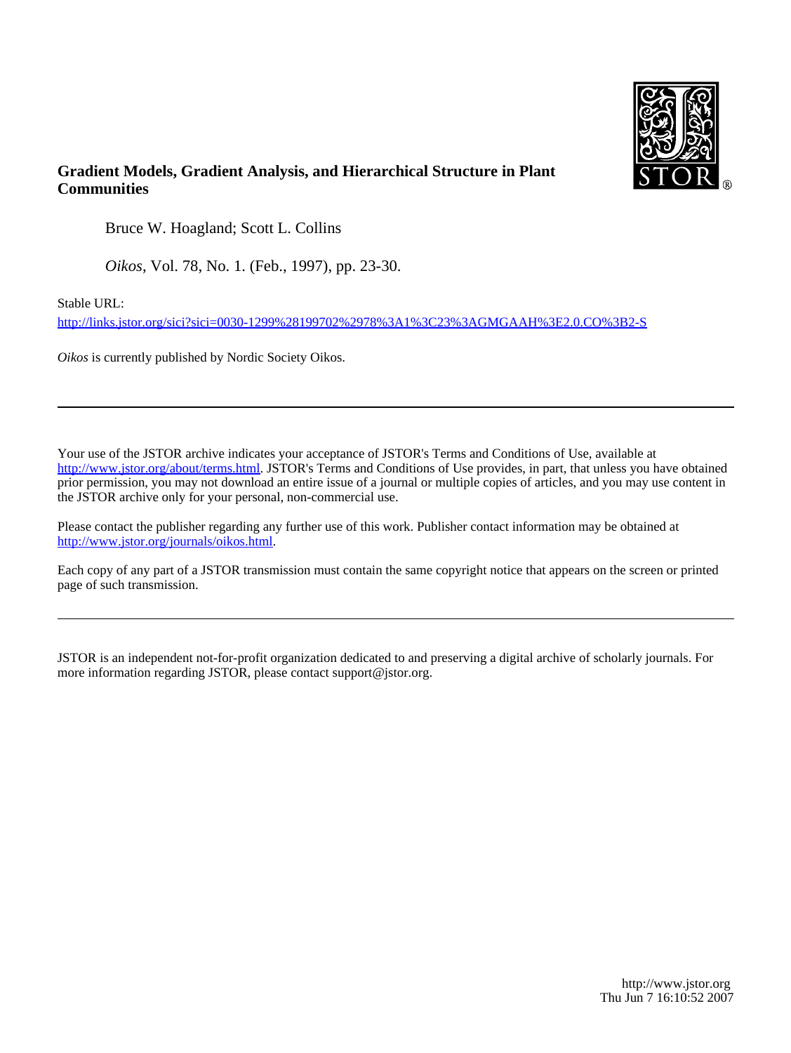**Gradient Models, Gradient Analysis, and Hierarchical Structure in Plant Communities**

Bruce W. Hoagland; Scott L. Collins

*Oikos*, Vol. 78, No. 1. (Feb., 1997), pp. 23-30.

Stable URL:

http://links.jstor.org/sici?sici=0030-1299%28199702%2978%3A1%3C23%3AGMGAAH%3E2.0.CO%3B2-S

*Oikos* is currently published by Nordic Society Oikos.

---

Your use of the JSTOR archive indicates your acceptance of JSTOR's Terms and Conditions of Use, available at http://www.jstor.org/about/terms.html. JSTOR's Terms and Conditions of Use provides, in part, that unless you have obtained prior permission, you may not download an entire issue of a journal or multiple copies of articles, and you may use content in the JSTOR archive only for your personal, non-commercial use.

Please contact the publisher regarding any further use of this work. Publisher contact information may be obtained at http://www.jstor.org/journals/oikos.html.

Each copy of any part of a JSTOR transmission must contain the same copyright notice that appears on the screen or printed page of such transmission.

---

JSTOR is an independent not-for-profit organization dedicated to and preserving a digital archive of scholarly journals. For more information regarding JSTOR, please contact support@jstor.org.

http://www.jstor.org
Thu Jun 7 16:10:52 2007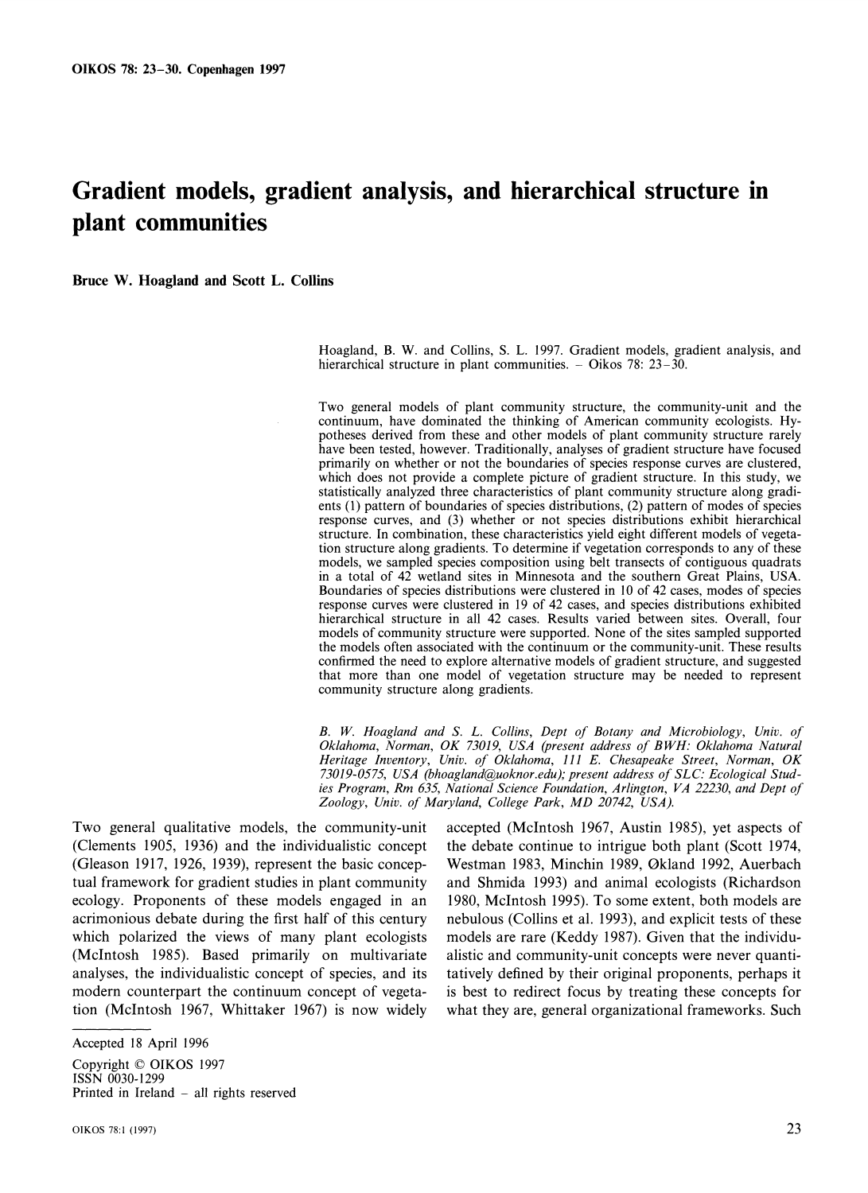# Gradient models, gradient analysis, and hierarchical structure in plant communities

**Bruce W. Hoagland and Scott L. Collins**

Hoagland, B. W. and Collins, S. L. 1997. Gradient models, gradient analysis, and hierarchical structure in plant communities. – Oikos 78: 23–30.

Two general models of plant community structure, the community-unit and the continuum, have dominated the thinking of American community ecologists. Hypotheses derived from these and other models of plant community structure rarely have been tested, however. Traditionally, analyses of gradient structure have focused primarily on whether or not the boundaries of species response curves are clustered, which does not provide a complete picture of gradient structure. In this study, we statistically analyzed three characteristics of plant community structure along gradients (1) pattern of boundaries of species distributions, (2) pattern of modes of species response curves, and (3) whether or not species distributions exhibit hierarchical structure. In combination, these characteristics yield eight different models of vegetation structure along gradients. To determine if vegetation corresponds to any of these models, we sampled species composition using belt transects of contiguous quadrats in a total of 42 wetland sites in Minnesota and the southern Great Plains, USA. Boundaries of species distributions were clustered in 10 of 42 cases, modes of species response curves were clustered in 19 of 42 cases, and species distributions exhibited hierarchical structure in all 42 cases. Results varied between sites. Overall, four models of community structure were supported. None of the sites sampled supported the models often associated with the continuum or the community-unit. These results confirmed the need to explore alternative models of gradient structure, and suggested that more than one model of vegetation structure may be needed to represent community structure along gradients.

*B. W. Hoagland and S. L. Collins, Dept of Botany and Microbiology, Univ. of Oklahoma, Norman, OK 73019, USA (present address of BWH: Oklahoma Natural Heritage Inventory, Univ. of Oklahoma, 111 E. Chesapeake Street, Norman, OK 73019-0575, USA (bhoagland@uoknor.edu); present address of SLC: Ecological Studies Program, Rm 635, National Science Foundation, Arlington, VA 22230, and Dept of Zoology, Univ. of Maryland, College Park, MD 20742, USA).*

Two general qualitative models, the community-unit (Clements 1905, 1936) and the individualistic concept (Gleason 1917, 1926, 1939), represent the basic conceptual framework for gradient studies in plant community ecology. Proponents of these models engaged in an acrimonious debate during the first half of this century which polarized the views of many plant ecologists (McIntosh 1985). Based primarily on multivariate analyses, the individualistic concept of species, and its modern counterpart the continuum concept of vegetation (McIntosh 1967, Whittaker 1967) is now widely accepted (McIntosh 1967, Austin 1985), yet aspects of the debate continue to intrigue both plant (Scott 1974, Westman 1983, Minchin 1989, Økland 1992, Auerbach and Shmida 1993) and animal ecologists (Richardson 1980, McIntosh 1995). To some extent, both models are nebulous (Collins et al. 1993), and explicit tests of these models are rare (Keddy 1987). Given that the individualistic and community-unit concepts were never quantitatively defined by their original proponents, perhaps it is best to redirect focus by treating these concepts for what they are, general organizational frameworks. Such

Accepted 18 April 1996

Copyright © OIKOS 1997
ISSN 0030-1299
Printed in Ireland – all rights reserved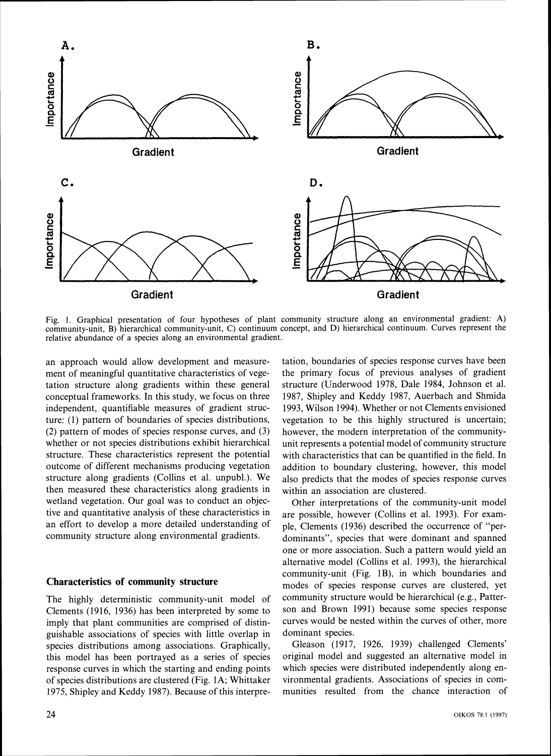Fig. 1. Graphical presentation of four hypotheses of plant community structure along an environmental gradient: A) community-unit, B) hierarchical community-unit, C) continuum concept, and D) hierarchical continuum. Curves represent the relative abundance of a species along an environmental gradient.

an approach would allow development and measurement of meaningful quantitative characteristics of vegetation structure along gradients within these general conceptual frameworks. In this study, we focus on three independent, quantifiable measures of gradient structure: (1) pattern of boundaries of species distributions, (2) pattern of modes of species response curves, and (3) whether or not species distributions exhibit hierarchical structure. These characteristics represent the potential outcome of different mechanisms producing vegetation structure along gradients (Collins et al. unpubl.). We then measured these characteristics along gradients in wetland vegetation. Our goal was to conduct an objective and quantitative analysis of these characteristics in an effort to develop a more detailed understanding of community structure along environmental gradients.

## Characteristics of community structure

The highly deterministic community-unit model of Clements (1916, 1936) has been interpreted by some to imply that plant communities are comprised of distinguishable associations of species with little overlap in species distributions among associations. Graphically, this model has been portrayed as a series of species response curves in which the starting and ending points of species distributions are clustered (Fig. 1A; Whittaker 1975, Shipley and Keddy 1987). Because of this interpretation, boundaries of species response curves have been the primary focus of previous analyses of gradient structure (Underwood 1978, Dale 1984, Johnson et al. 1987, Shipley and Keddy 1987, Auerbach and Shmida 1993, Wilson 1994). Whether or not Clements envisioned vegetation to be this highly structured is uncertain; however, the modern interpretation of the community-unit represents a potential model of community structure with characteristics that can be quantified in the field. In addition to boundary clustering, however, this model also predicts that the modes of species response curves within an association are clustered.

Other interpretations of the community-unit model are possible, however (Collins et al. 1993). For example, Clements (1936) described the occurrence of "perdominants", species that were dominant and spanned one or more association. Such a pattern would yield an alternative model (Collins et al. 1993), the hierarchical community-unit (Fig. 1B), in which boundaries and modes of species response curves are clustered, yet community structure would be hierarchical (e.g., Patterson and Brown 1991) because some species response curves would be nested within the curves of other, more dominant species.

Gleason (1917, 1926, 1939) challenged Clements' original model and suggested an alternative model in which species were distributed independently along environmental gradients. Associations of species in communities resulted from the chance interaction of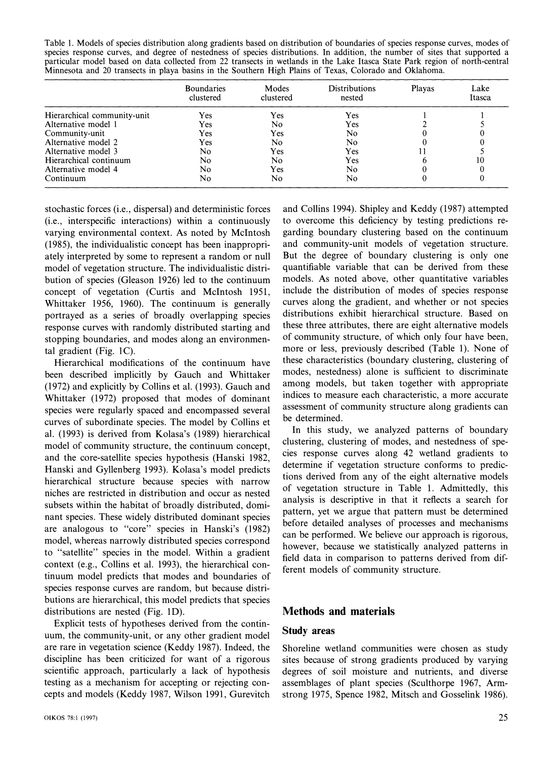Table 1. Models of species distribution along gradients based on distribution of boundaries of species response curves, modes of species response curves, and degree of nestedness of species distributions. In addition, the number of sites that supported a particular model based on data collected from 22 transects in wetlands in the Lake Itasca State Park region of north-central Minnesota and 20 transects in playa basins in the Southern High Plains of Texas, Colorado and Oklahoma.

| | Boundaries clustered | Modes clustered | Distributions nested | Playas | Lake Itasca |
|---|---|---|---|---|---|
| Hierarchical community-unit | Yes | Yes | Yes | 1 | 1 |
| Alternative model 1 | Yes | No | Yes | 2 | 5 |
| Community-unit | Yes | Yes | No | 0 | 0 |
| Alternative model 2 | Yes | No | No | 0 | 0 |
| Alternative model 3 | No | Yes | Yes | 11 | 5 |
| Hierarchical continuum | No | No | Yes | 6 | 10 |
| Alternative model 4 | No | Yes | No | 0 | 0 |
| Continuum | No | No | No | 0 | 0 |

stochastic forces (i.e., dispersal) and deterministic forces (i.e., interspecific interactions) within a continuously varying environmental context. As noted by McIntosh (1985), the individualistic concept has been inappropriately interpreted by some to represent a random or null model of vegetation structure. The individualistic distribution of species (Gleason 1926) led to the continuum concept of vegetation (Curtis and McIntosh 1951, Whittaker 1956, 1960). The continuum is generally portrayed as a series of broadly overlapping species response curves with randomly distributed starting and stopping boundaries, and modes along an environmental gradient (Fig. 1C).

Hierarchical modifications of the continuum have been described implicitly by Gauch and Whittaker (1972) and explicitly by Collins et al. (1993). Gauch and Whittaker (1972) proposed that modes of dominant species were regularly spaced and encompassed several curves of subordinate species. The model by Collins et al. (1993) is derived from Kolasa's (1989) hierarchical model of community structure, the continuum concept, and the core-satellite species hypothesis (Hanski 1982, Hanski and Gyllenberg 1993). Kolasa's model predicts hierarchical structure because species with narrow niches are restricted in distribution and occur as nested subsets within the habitat of broadly distributed, dominant species. These widely distributed dominant species are analogous to "core" species in Hanski's (1982) model, whereas narrowly distributed species correspond to "satellite" species in the model. Within a gradient context (e.g., Collins et al. 1993), the hierarchical continuum model predicts that modes and boundaries of species response curves are random, but because distributions are hierarchical, this model predicts that species distributions are nested (Fig. 1D).

Explicit tests of hypotheses derived from the continuum, the community-unit, or any other gradient model are rare in vegetation science (Keddy 1987). Indeed, the discipline has been criticized for want of a rigorous scientific approach, particularly a lack of hypothesis testing as a mechanism for accepting or rejecting concepts and models (Keddy 1987, Wilson 1991, Gurevitch and Collins 1994). Shipley and Keddy (1987) attempted to overcome this deficiency by testing predictions regarding boundary clustering based on the continuum and community-unit models of vegetation structure. But the degree of boundary clustering is only one quantifiable variable that can be derived from these models. As noted above, other quantitative variables include the distribution of modes of species response curves along the gradient, and whether or not species distributions exhibit hierarchical structure. Based on these three attributes, there are eight alternative models of community structure, of which only four have been, more or less, previously described (Table 1). None of these characteristics (boundary clustering, clustering of modes, nestedness) alone is sufficient to discriminate among models, but taken together with appropriate indices to measure each characteristic, a more accurate assessment of community structure along gradients can be determined.

In this study, we analyzed patterns of boundary clustering, clustering of modes, and nestedness of species response curves along 42 wetland gradients to determine if vegetation structure conforms to predictions derived from any of the eight alternative models of vegetation structure in Table 1. Admittedly, this analysis is descriptive in that it reflects a search for pattern, yet we argue that pattern must be determined before detailed analyses of processes and mechanisms can be performed. We believe our approach is rigorous, however, because we statistically analyzed patterns in field data in comparison to patterns derived from different models of community structure.

## Methods and materials

### Study areas

Shoreline wetland communities were chosen as study sites because of strong gradients produced by varying degrees of soil moisture and nutrients, and diverse assemblages of plant species (Sculthorpe 1967, Armstrong 1975, Spence 1982, Mitsch and Gosselink 1986).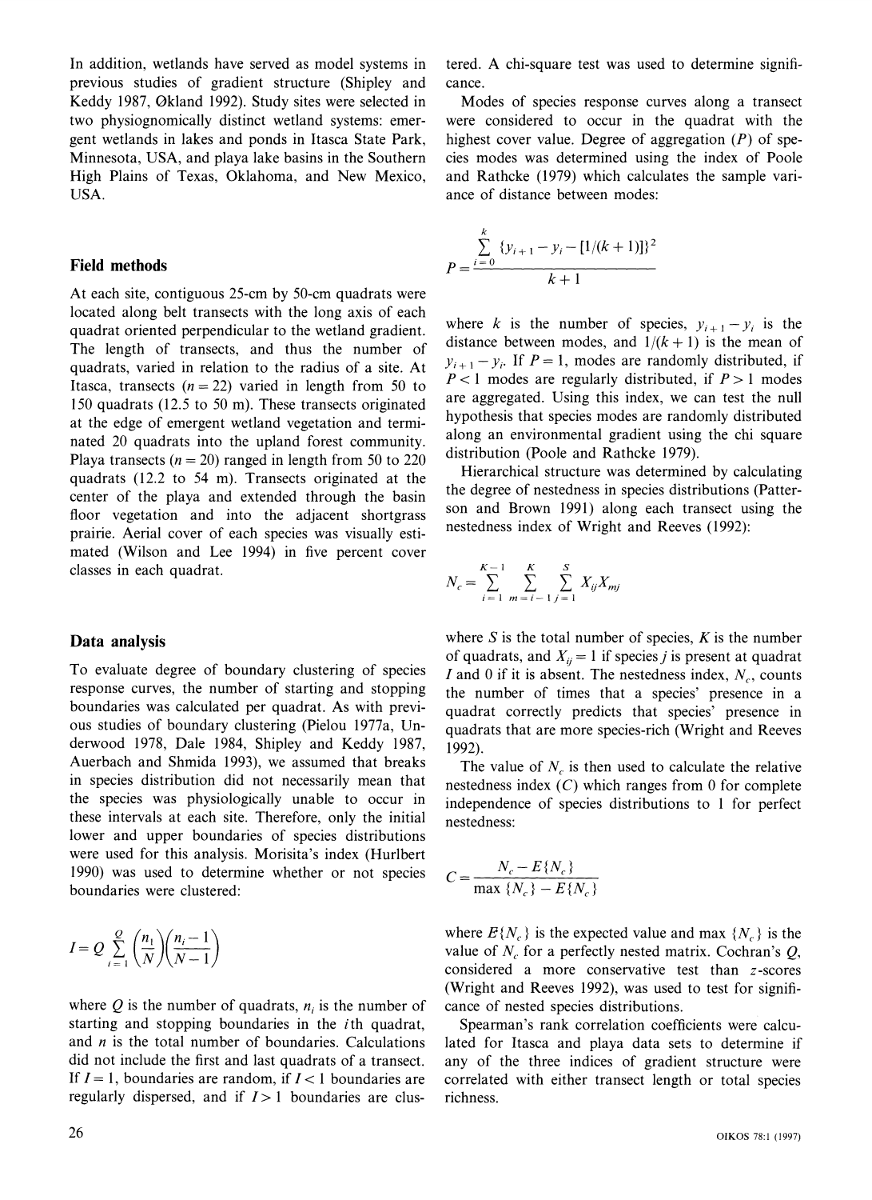In addition, wetlands have served as model systems in previous studies of gradient structure (Shipley and Keddy 1987, Økland 1992). Study sites were selected in two physiognomically distinct wetland systems: emergent wetlands in lakes and ponds in Itasca State Park, Minnesota, USA, and playa lake basins in the Southern High Plains of Texas, Oklahoma, and New Mexico, USA.

## Field methods

At each site, contiguous 25-cm by 50-cm quadrats were located along belt transects with the long axis of each quadrat oriented perpendicular to the wetland gradient. The length of transects, and thus the number of quadrats, varied in relation to the radius of a site. At Itasca, transects ($n = 22$) varied in length from 50 to 150 quadrats (12.5 to 50 m). These transects originated at the edge of emergent wetland vegetation and terminated 20 quadrats into the upland forest community. Playa transects ($n = 20$) ranged in length from 50 to 220 quadrats (12.2 to 54 m). Transects originated at the center of the playa and extended through the basin floor vegetation and into the adjacent shortgrass prairie. Aerial cover of each species was visually estimated (Wilson and Lee 1994) in five percent cover classes in each quadrat.

## Data analysis

To evaluate degree of boundary clustering of species response curves, the number of starting and stopping boundaries was calculated per quadrat. As with previous studies of boundary clustering (Pielou 1977a, Underwood 1978, Dale 1984, Shipley and Keddy 1987, Auerbach and Shmida 1993), we assumed that breaks in species distribution did not necessarily mean that the species was physiologically unable to occur in these intervals at each site. Therefore, only the initial lower and upper boundaries of species distributions were used for this analysis. Morisita's index (Hurlbert 1990) was used to determine whether or not species boundaries were clustered:

$$I = Q \sum_{i=1}^{Q} \left(\frac{n_1}{N}\right)\left(\frac{n_i - 1}{N - 1}\right)$$

where $Q$ is the number of quadrats, $n_i$ is the number of starting and stopping boundaries in the $i$th quadrat, and $n$ is the total number of boundaries. Calculations did not include the first and last quadrats of a transect. If $I = 1$, boundaries are random, if $I < 1$ boundaries are regularly dispersed, and if $I > 1$ boundaries are clustered. A chi-square test was used to determine significance.

Modes of species response curves along a transect were considered to occur in the quadrat with the highest cover value. Degree of aggregation ($P$) of species modes was determined using the index of Poole and Rathcke (1979) which calculates the sample variance of distance between modes:

$$P = \frac{\sum_{i=0}^{k} \{y_{i+1} - y_i - [1/(k+1)]\}^2}{k+1}$$

where $k$ is the number of species, $y_{i+1} - y_i$ is the distance between modes, and $1/(k+1)$ is the mean of $y_{i+1} - y_i$. If $P = 1$, modes are randomly distributed, if $P < 1$ modes are regularly distributed, if $P > 1$ modes are aggregated. Using this index, we can test the null hypothesis that species modes are randomly distributed along an environmental gradient using the chi square distribution (Poole and Rathcke 1979).

Hierarchical structure was determined by calculating the degree of nestedness in species distributions (Patterson and Brown 1991) along each transect using the nestedness index of Wright and Reeves (1992):

$$N_c = \sum_{i=1}^{K-1} \sum_{m=i-1}^{K} \sum_{j=1}^{S} X_{ij} X_{mj}$$

where $S$ is the total number of species, $K$ is the number of quadrats, and $X_{ij} = 1$ if species $j$ is present at quadrat $I$ and 0 if it is absent. The nestedness index, $N_c$, counts the number of times that a species' presence in a quadrat correctly predicts that species' presence in quadrats that are more species-rich (Wright and Reeves 1992).

The value of $N_c$ is then used to calculate the relative nestedness index ($C$) which ranges from 0 for complete independence of species distributions to 1 for perfect nestedness:

$$C = \frac{N_c - E\{N_c\}}{\max\{N_c\} - E\{N_c\}}$$

where $E\{N_c\}$ is the expected value and $\max\{N_c\}$ is the value of $N_c$ for a perfectly nested matrix. Cochran's $Q$, considered a more conservative test than $z$-scores (Wright and Reeves 1992), was used to test for significance of nested species distributions.

Spearman's rank correlation coefficients were calculated for Itasca and playa data sets to determine if any of the three indices of gradient structure were correlated with either transect length or total species richness.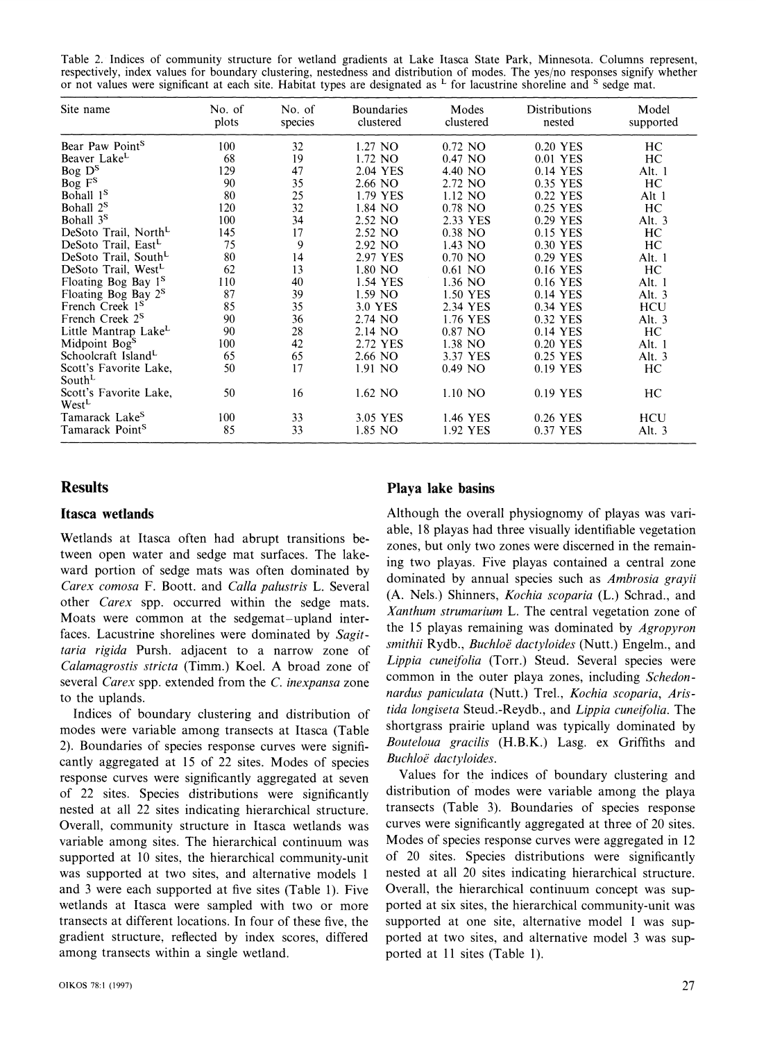Table 2. Indices of community structure for wetland gradients at Lake Itasca State Park, Minnesota. Columns represent, respectively, index values for boundary clustering, nestedness and distribution of modes. The yes/no responses signify whether or not values were significant at each site. Habitat types are designated as [L] for lacustrine shoreline and [S] sedge mat.

| Site name | No. of plots | No. of species | Boundaries clustered | Modes clustered | Distributions nested | Model supported |
|---|---|---|---|---|---|---|
| Bear Paw Point[S] | 100 | 32 | 1.27 NO | 0.72 NO | 0.20 YES | HC |
| Beaver Lake[L] | 68 | 19 | 1.72 NO | 0.47 NO | 0.01 YES | HC |
| Bog D[S] | 129 | 47 | 2.04 YES | 4.40 NO | 0.14 YES | Alt. 1 |
| Bog F[S] | 90 | 35 | 2.66 NO | 2.72 NO | 0.35 YES | HC |
| Bohall 1[S] | 80 | 25 | 1.79 YES | 1.12 NO | 0.22 YES | Alt 1 |
| Bohall 2[S] | 120 | 32 | 1.84 NO | 0.78 NO | 0.25 YES | HC |
| Bohall 3[S] | 100 | 34 | 2.52 NO | 2.33 YES | 0.29 YES | Alt. 3 |
| DeSoto Trail, North[L] | 145 | 17 | 2.52 NO | 0.38 NO | 0.15 YES | HC |
| DeSoto Trail, East[L] | 75 | 9 | 2.92 NO | 1.43 NO | 0.30 YES | HC |
| DeSoto Trail, South[L] | 80 | 14 | 2.97 YES | 0.70 NO | 0.29 YES | Alt. 1 |
| DeSoto Trail, West[L] | 62 | 13 | 1.80 NO | 0.61 NO | 0.16 YES | HC |
| Floating Bog Bay 1[S] | 110 | 40 | 1.54 YES | 1.36 NO | 0.16 YES | Alt. 1 |
| Floating Bog Bay 2[S] | 87 | 39 | 1.59 NO | 1.50 YES | 0.14 YES | Alt. 3 |
| French Creek 1[S] | 85 | 35 | 3.0 YES | 2.34 YES | 0.34 YES | HCU |
| French Creek 2[S] | 90 | 36 | 2.74 NO | 1.76 YES | 0.32 YES | Alt. 3 |
| Little Mantrap Lake[L] | 90 | 28 | 2.14 NO | 0.87 NO | 0.14 YES | HC |
| Midpoint Bog[S] | 100 | 42 | 2.72 YES | 1.38 NO | 0.20 YES | Alt. 1 |
| Schoolcraft Island[L] | 65 | 65 | 2.66 NO | 3.37 YES | 0.25 YES | Alt. 3 |
| Scott's Favorite Lake, South[L] | 50 | 17 | 1.91 NO | 0.49 NO | 0.19 YES | HC |
| Scott's Favorite Lake, West[L] | 50 | 16 | 1.62 NO | 1.10 NO | 0.19 YES | HC |
| Tamarack Lake[S] | 100 | 33 | 3.05 YES | 1.46 YES | 0.26 YES | HCU |
| Tamarack Point[S] | 85 | 33 | 1.85 NO | 1.92 YES | 0.37 YES | Alt. 3 |

## Results

### Itasca wetlands

Wetlands at Itasca often had abrupt transitions between open water and sedge mat surfaces. The lakeward portion of sedge mats was often dominated by *Carex comosa* F. Boott. and *Calla palustris* L. Several other *Carex* spp. occurred within the sedge mats. Moats were common at the sedgemat–upland interfaces. Lacustrine shorelines were dominated by *Sagittaria rigida* Pursh. adjacent to a narrow zone of *Calamagrostis stricta* (Timm.) Koel. A broad zone of several *Carex* spp. extended from the *C. inexpansa* zone to the uplands.

Indices of boundary clustering and distribution of modes were variable among transects at Itasca (Table 2). Boundaries of species response curves were significantly aggregated at 15 of 22 sites. Modes of species response curves were significantly aggregated at seven of 22 sites. Species distributions were significantly nested at all 22 sites indicating hierarchical structure. Overall, community structure in Itasca wetlands was variable among sites. The hierarchical continuum was supported at 10 sites, the hierarchical community-unit was supported at two sites, and alternative models 1 and 3 were each supported at five sites (Table 1). Five wetlands at Itasca were sampled with two or more transects at different locations. In four of these five, the gradient structure, reflected by index scores, differed among transects within a single wetland.

### Playa lake basins

Although the overall physiognomy of playas was variable, 18 playas had three visually identifiable vegetation zones, but only two zones were discerned in the remaining two playas. Five playas contained a central zone dominated by annual species such as *Ambrosia grayii* (A. Nels.) Shinners, *Kochia scoparia* (L.) Schrad., and *Xanthum strumarium* L. The central vegetation zone of the 15 playas remaining was dominated by *Agropyron smithii* Rydb., *Buchloë dactyloides* (Nutt.) Engelm., and *Lippia cuneifolia* (Torr.) Steud. Several species were common in the outer playa zones, including *Schedonnardus paniculata* (Nutt.) Trel., *Kochia scoparia*, *Aristida longiseta* Steud.-Reydb., and *Lippia cuneifolia*. The shortgrass prairie upland was typically dominated by *Bouteloua gracilis* (H.B.K.) Lasg. ex Griffiths and *Buchloë dactyloides*.

Values for the indices of boundary clustering and distribution of modes were variable among the playa transects (Table 3). Boundaries of species response curves were significantly aggregated at three of 20 sites. Modes of species response curves were aggregated in 12 of 20 sites. Species distributions were significantly nested at all 20 sites indicating hierarchical structure. Overall, the hierarchical continuum concept was supported at six sites, the hierarchical community-unit was supported at one site, alternative model 1 was supported at two sites, and alternative model 3 was supported at 11 sites (Table 1).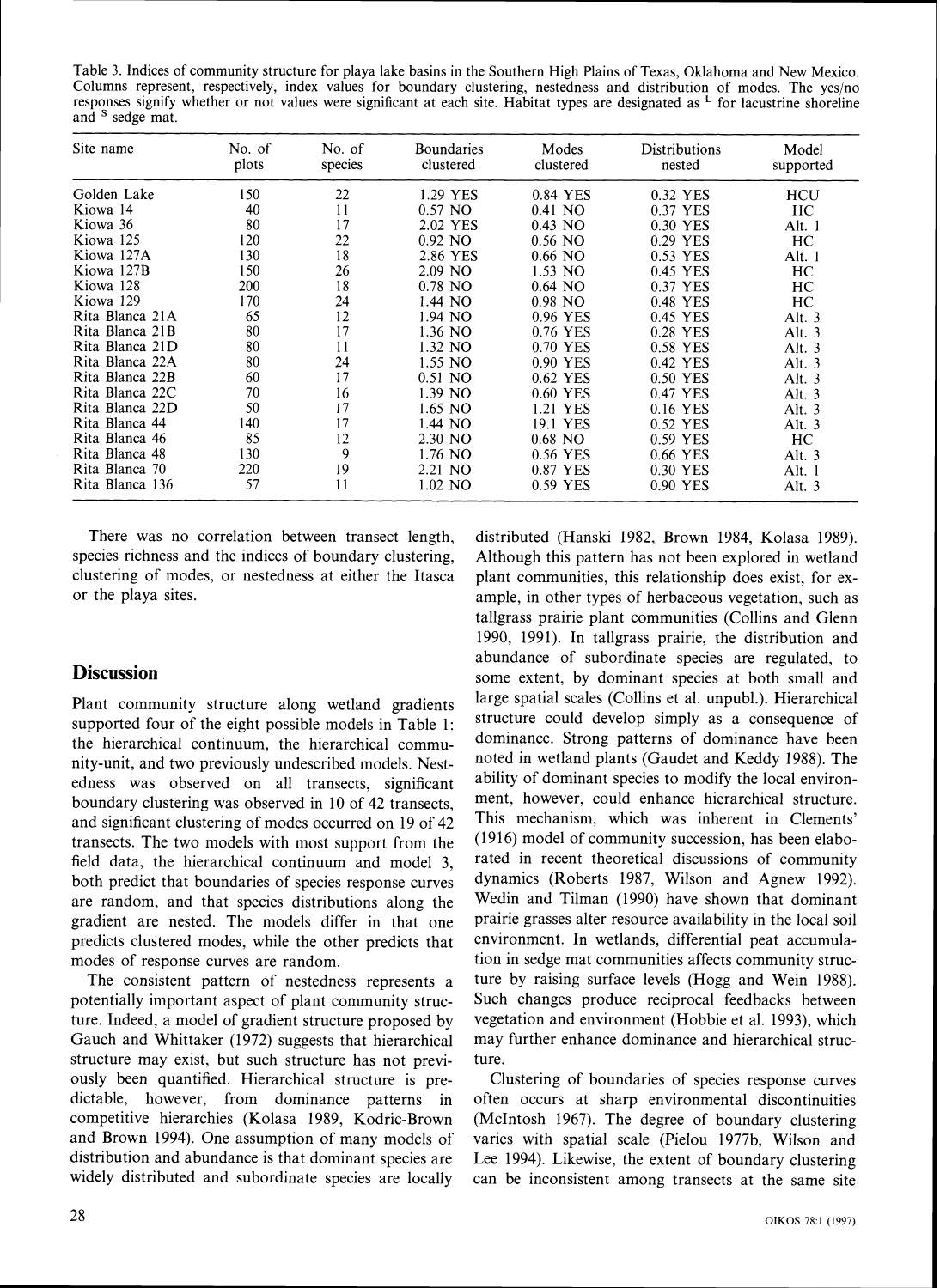Table 3. Indices of community structure for playa lake basins in the Southern High Plains of Texas, Oklahoma and New Mexico. Columns represent, respectively, index values for boundary clustering, nestedness and distribution of modes. The yes/no responses signify whether or not values were significant at each site. Habitat types are designated as [L] for lacustrine shoreline and [S] sedge mat.

| Site name | No. of plots | No. of species | Boundaries clustered | Modes clustered | Distributions nested | Model supported |
|---|---|---|---|---|---|---|
| Golden Lake | 150 | 22 | 1.29 YES | 0.84 YES | 0.32 YES | HCU |
| Kiowa 14 | 40 | 11 | 0.57 NO | 0.41 NO | 0.37 YES | HC |
| Kiowa 36 | 80 | 17 | 2.02 YES | 0.43 NO | 0.30 YES | Alt. 1 |
| Kiowa 125 | 120 | 22 | 0.92 NO | 0.56 NO | 0.29 YES | HC |
| Kiowa 127A | 130 | 18 | 2.86 YES | 0.66 NO | 0.53 YES | Alt. 1 |
| Kiowa 127B | 150 | 26 | 2.09 NO | 1.53 NO | 0.45 YES | HC |
| Kiowa 128 | 200 | 18 | 0.78 NO | 0.64 NO | 0.37 YES | HC |
| Kiowa 129 | 170 | 24 | 1.44 NO | 0.98 NO | 0.48 YES | HC |
| Rita Blanca 21A | 65 | 12 | 1.94 NO | 0.96 YES | 0.45 YES | Alt. 3 |
| Rita Blanca 21B | 80 | 17 | 1.36 NO | 0.76 YES | 0.28 YES | Alt. 3 |
| Rita Blanca 21D | 80 | 11 | 1.32 NO | 0.70 YES | 0.58 YES | Alt. 3 |
| Rita Blanca 22A | 80 | 24 | 1.55 NO | 0.90 YES | 0.42 YES | Alt. 3 |
| Rita Blanca 22B | 60 | 17 | 0.51 NO | 0.62 YES | 0.50 YES | Alt. 3 |
| Rita Blanca 22C | 70 | 16 | 1.39 NO | 0.60 YES | 0.47 YES | Alt. 3 |
| Rita Blanca 22D | 50 | 17 | 1.65 NO | 1.21 YES | 0.16 YES | Alt. 3 |
| Rita Blanca 44 | 140 | 17 | 1.44 NO | 19.1 YES | 0.52 YES | Alt. 3 |
| Rita Blanca 46 | 85 | 12 | 2.30 NO | 0.68 NO | 0.59 YES | HC |
| Rita Blanca 48 | 130 | 9 | 1.76 NO | 0.56 YES | 0.66 YES | Alt. 3 |
| Rita Blanca 70 | 220 | 19 | 2.21 NO | 0.87 YES | 0.30 YES | Alt. 1 |
| Rita Blanca 136 | 57 | 11 | 1.02 NO | 0.59 YES | 0.90 YES | Alt. 3 |

There was no correlation between transect length, species richness and the indices of boundary clustering, clustering of modes, or nestedness at either the Itasca or the playa sites.

## Discussion

Plant community structure along wetland gradients supported four of the eight possible models in Table 1: the hierarchical continuum, the hierarchical community-unit, and two previously undescribed models. Nestedness was observed on all transects, significant boundary clustering was observed in 10 of 42 transects, and significant clustering of modes occurred on 19 of 42 transects. The two models with most support from the field data, the hierarchical continuum and model 3, both predict that boundaries of species response curves are random, and that species distributions along the gradient are nested. The models differ in that one predicts clustered modes, while the other predicts that modes of response curves are random.

The consistent pattern of nestedness represents a potentially important aspect of plant community structure. Indeed, a model of gradient structure proposed by Gauch and Whittaker (1972) suggests that hierarchical structure may exist, but such structure has not previously been quantified. Hierarchical structure is predictable, however, from dominance patterns in competitive hierarchies (Kolasa 1989, Kodric-Brown and Brown 1994). One assumption of many models of distribution and abundance is that dominant species are widely distributed and subordinate species are locally distributed (Hanski 1982, Brown 1984, Kolasa 1989). Although this pattern has not been explored in wetland plant communities, this relationship does exist, for example, in other types of herbaceous vegetation, such as tallgrass prairie plant communities (Collins and Glenn 1990, 1991). In tallgrass prairie, the distribution and abundance of subordinate species are regulated, to some extent, by dominant species at both small and large spatial scales (Collins et al. unpubl.). Hierarchical structure could develop simply as a consequence of dominance. Strong patterns of dominance have been noted in wetland plants (Gaudet and Keddy 1988). The ability of dominant species to modify the local environment, however, could enhance hierarchical structure. This mechanism, which was inherent in Clements' (1916) model of community succession, has been elaborated in recent theoretical discussions of community dynamics (Roberts 1987, Wilson and Agnew 1992). Wedin and Tilman (1990) have shown that dominant prairie grasses alter resource availability in the local soil environment. In wetlands, differential peat accumulation in sedge mat communities affects community structure by raising surface levels (Hogg and Wein 1988). Such changes produce reciprocal feedbacks between vegetation and environment (Hobbie et al. 1993), which may further enhance dominance and hierarchical structure.

Clustering of boundaries of species response curves often occurs at sharp environmental discontinuities (McIntosh 1967). The degree of boundary clustering varies with spatial scale (Pielou 1977b, Wilson and Lee 1994). Likewise, the extent of boundary clustering can be inconsistent among transects at the same site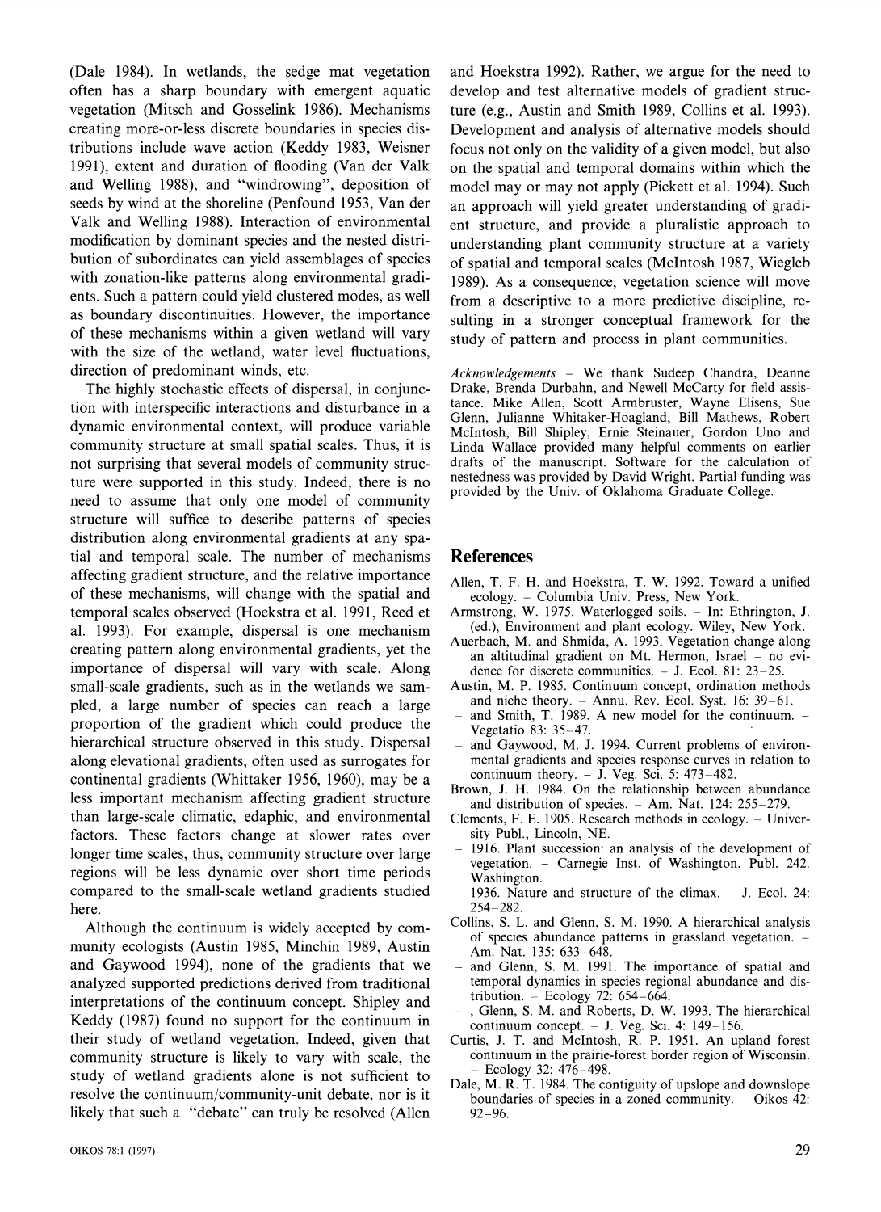(Dale 1984). In wetlands, the sedge mat vegetation often has a sharp boundary with emergent aquatic vegetation (Mitsch and Gosselink 1986). Mechanisms creating more-or-less discrete boundaries in species distributions include wave action (Keddy 1983, Weisner 1991), extent and duration of flooding (Van der Valk and Welling 1988), and "windrowing", deposition of seeds by wind at the shoreline (Penfound 1953, Van der Valk and Welling 1988). Interaction of environmental modification by dominant species and the nested distribution of subordinates can yield assemblages of species with zonation-like patterns along environmental gradients. Such a pattern could yield clustered modes, as well as boundary discontinuities. However, the importance of these mechanisms within a given wetland will vary with the size of the wetland, water level fluctuations, direction of predominant winds, etc.

The highly stochastic effects of dispersal, in conjunction with interspecific interactions and disturbance in a dynamic environmental context, will produce variable community structure at small spatial scales. Thus, it is not surprising that several models of community structure were supported in this study. Indeed, there is no need to assume that only one model of community structure will suffice to describe patterns of species distribution along environmental gradients at any spatial and temporal scale. The number of mechanisms affecting gradient structure, and the relative importance of these mechanisms, will change with the spatial and temporal scales observed (Hoekstra et al. 1991, Reed et al. 1993). For example, dispersal is one mechanism creating pattern along environmental gradients, yet the importance of dispersal will vary with scale. Along small-scale gradients, such as in the wetlands we sampled, a large number of species can reach a large proportion of the gradient which could produce the hierarchical structure observed in this study. Dispersal along elevational gradients, often used as surrogates for continental gradients (Whittaker 1956, 1960), may be a less important mechanism affecting gradient structure than large-scale climatic, edaphic, and environmental factors. These factors change at slower rates over longer time scales, thus, community structure over large regions will be less dynamic over short time periods compared to the small-scale wetland gradients studied here.

Although the continuum is widely accepted by community ecologists (Austin 1985, Minchin 1989, Austin and Gaywood 1994), none of the gradients that we analyzed supported predictions derived from traditional interpretations of the continuum concept. Shipley and Keddy (1987) found no support for the continuum in their study of wetland vegetation. Indeed, given that community structure is likely to vary with scale, the study of wetland gradients alone is not sufficient to resolve the continuum/community-unit debate, nor is it likely that such a "debate" can truly be resolved (Allen and Hoekstra 1992). Rather, we argue for the need to develop and test alternative models of gradient structure (e.g., Austin and Smith 1989, Collins et al. 1993). Development and analysis of alternative models should focus not only on the validity of a given model, but also on the spatial and temporal domains within which the model may or may not apply (Pickett et al. 1994). Such an approach will yield greater understanding of gradient structure, and provide a pluralistic approach to understanding plant community structure at a variety of spatial and temporal scales (McIntosh 1987, Wiegleb 1989). As a consequence, vegetation science will move from a descriptive to a more predictive discipline, resulting in a stronger conceptual framework for the study of pattern and process in plant communities.

*Acknowledgements* – We thank Sudeep Chandra, Deanne Drake, Brenda Durbahn, and Newell McCarty for field assistance. Mike Allen, Scott Armbruster, Wayne Elisens, Sue Glenn, Julianne Whitaker-Hoagland, Bill Mathews, Robert McIntosh, Bill Shipley, Ernie Steinauer, Gordon Uno and Linda Wallace provided many helpful comments on earlier drafts of the manuscript. Software for the calculation of nestedness was provided by David Wright. Partial funding was provided by the Univ. of Oklahoma Graduate College.

## References

Allen, T. F. H. and Hoekstra, T. W. 1992. Toward a unified ecology. – Columbia Univ. Press, New York.

Armstrong, W. 1975. Waterlogged soils. – In: Ethrington, J. (ed.), Environment and plant ecology. Wiley, New York.

Auerbach, M. and Shmida, A. 1993. Vegetation change along an altitudinal gradient on Mt. Hermon, Israel – no evidence for discrete communities. – J. Ecol. 81: 23–25.

Austin, M. P. 1985. Continuum concept, ordination methods and niche theory. – Annu. Rev. Ecol. Syst. 16: 39–61.

– and Smith, T. 1989. A new model for the continuum. – Vegetatio 83: 35–47.

– and Gaywood, M. J. 1994. Current problems of environmental gradients and species response curves in relation to continuum theory. – J. Veg. Sci. 5: 473–482.

Brown, J. H. 1984. On the relationship between abundance and distribution of species. – Am. Nat. 124: 255–279.

Clements, F. E. 1905. Research methods in ecology. – University Publ., Lincoln, NE.

– 1916. Plant succession: an analysis of the development of vegetation. – Carnegie Inst. of Washington, Publ. 242. Washington.

– 1936. Nature and structure of the climax. – J. Ecol. 24: 254–282.

Collins, S. L. and Glenn, S. M. 1990. A hierarchical analysis of species abundance patterns in grassland vegetation. – Am. Nat. 135: 633–648.

– and Glenn, S. M. 1991. The importance of spatial and temporal dynamics in species regional abundance and distribution. – Ecology 72: 654–664.

– , Glenn, S. M. and Roberts, D. W. 1993. The hierarchical continuum concept. – J. Veg. Sci. 4: 149–156.

Curtis, J. T. and McIntosh, R. P. 1951. An upland forest continuum in the prairie-forest border region of Wisconsin. – Ecology 32: 476–498.

Dale, M. R. T. 1984. The contiguity of upslope and downslope boundaries of species in a zoned community. – Oikos 42: 92–96.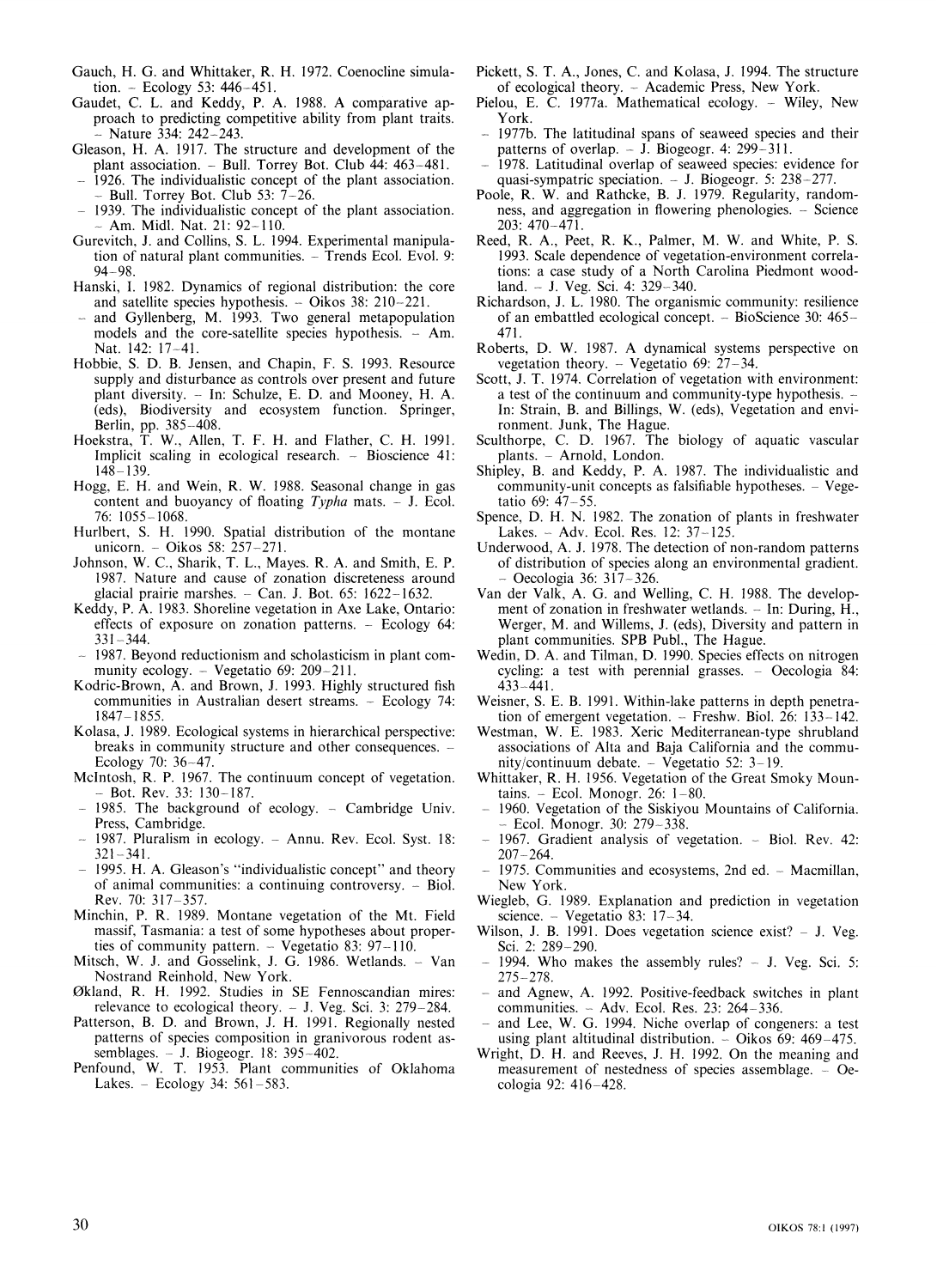Gauch, H. G. and Whittaker, R. H. 1972. Coenocline simulation. – Ecology 53: 446–451.

Gaudet, C. L. and Keddy, P. A. 1988. A comparative approach to predicting competitive ability from plant traits. – Nature 334: 242–243.

Gleason, H. A. 1917. The structure and development of the plant association. – Bull. Torrey Bot. Club 44: 463–481.

– 1926. The individualistic concept of the plant association. – Bull. Torrey Bot. Club 53: 7–26.

– 1939. The individualistic concept of the plant association. – Am. Midl. Nat. 21: 92–110.

Gurevitch, J. and Collins, S. L. 1994. Experimental manipulation of natural plant communities. – Trends Ecol. Evol. 9: 94–98.

Hanski, I. 1982. Dynamics of regional distribution: the core and satellite species hypothesis. – Oikos 38: 210–221.

– and Gyllenberg, M. 1993. Two general metapopulation models and the core-satellite species hypothesis. – Am. Nat. 142: 17–41.

Hobbie, S. D. B. Jensen, and Chapin, F. S. 1993. Resource supply and disturbance as controls over present and future plant diversity. – In: Schulze, E. D. and Mooney, H. A. (eds), Biodiversity and ecosystem function. Springer, Berlin, pp. 385–408.

Hoekstra, T. W., Allen, T. F. H. and Flather, C. H. 1991. Implicit scaling in ecological research. – Bioscience 41: 148–139.

Hogg, E. H. and Wein, R. W. 1988. Seasonal change in gas content and buoyancy of floating *Typha* mats. – J. Ecol. 76: 1055–1068.

Hurlbert, S. H. 1990. Spatial distribution of the montane unicorn. – Oikos 58: 257–271.

Johnson, W. C., Sharik, T. L., Mayes. R. A. and Smith, E. P. 1987. Nature and cause of zonation discreteness around glacial prairie marshes. – Can. J. Bot. 65: 1622–1632.

Keddy, P. A. 1983. Shoreline vegetation in Axe Lake, Ontario: effects of exposure on zonation patterns. – Ecology 64: 331–344.

– 1987. Beyond reductionism and scholasticism in plant community ecology. – Vegetatio 69: 209–211.

Kodric-Brown, A. and Brown, J. 1993. Highly structured fish communities in Australian desert streams. – Ecology 74: 1847–1855.

Kolasa, J. 1989. Ecological systems in hierarchical perspective: breaks in community structure and other consequences. – Ecology 70: 36–47.

McIntosh, R. P. 1967. The continuum concept of vegetation. – Bot. Rev. 33: 130–187.

– 1985. The background of ecology. – Cambridge Univ. Press, Cambridge.

– 1987. Pluralism in ecology. – Annu. Rev. Ecol. Syst. 18: 321–341.

– 1995. H. A. Gleason's "individualistic concept" and theory of animal communities: a continuing controversy. – Biol. Rev. 70: 317–357.

Minchin, P. R. 1989. Montane vegetation of the Mt. Field massif, Tasmania: a test of some hypotheses about properties of community pattern. – Vegetatio 83: 97–110.

Mitsch, W. J. and Gosselink, J. G. 1986. Wetlands. – Van Nostrand Reinhold, New York.

Økland, R. H. 1992. Studies in SE Fennoscandian mires: relevance to ecological theory. – J. Veg. Sci. 3: 279–284.

Patterson, B. D. and Brown, J. H. 1991. Regionally nested patterns of species composition in granivorous rodent assemblages. – J. Biogeogr. 18: 395–402.

Penfound, W. T. 1953. Plant communities of Oklahoma Lakes. – Ecology 34: 561–583.

Pickett, S. T. A., Jones, C. and Kolasa, J. 1994. The structure of ecological theory. – Academic Press, New York.

Pielou, E. C. 1977a. Mathematical ecology. – Wiley, New York.

– 1977b. The latitudinal spans of seaweed species and their patterns of overlap. – J. Biogeogr. 4: 299–311.

– 1978. Latitudinal overlap of seaweed species: evidence for quasi-sympatric speciation. – J. Biogeogr. 5: 238–277.

Poole, R. W. and Rathcke, B. J. 1979. Regularity, randomness, and aggregation in flowering phenologies. – Science 203: 470–471.

Reed, R. A., Peet, R. K., Palmer, M. W. and White, P. S. 1993. Scale dependence of vegetation-environment correlations: a case study of a North Carolina Piedmont woodland. – J. Veg. Sci. 4: 329–340.

Richardson, J. L. 1980. The organismic community: resilience of an embattled ecological concept. – BioScience 30: 465–471.

Roberts, D. W. 1987. A dynamical systems perspective on vegetation theory. – Vegetatio 69: 27–34.

Scott, J. T. 1974. Correlation of vegetation with environment: a test of the continuum and community-type hypothesis. – In: Strain, B. and Billings, W. (eds), Vegetation and environment. Junk, The Hague.

Sculthorpe, C. D. 1967. The biology of aquatic vascular plants. – Arnold, London.

Shipley, B. and Keddy, P. A. 1987. The individualistic and community-unit concepts as falsifiable hypotheses. – Vegetatio 69: 47–55.

Spence, D. H. N. 1982. The zonation of plants in freshwater Lakes. – Adv. Ecol. Res. 12: 37–125.

Underwood, A. J. 1978. The detection of non-random patterns of distribution of species along an environmental gradient. – Oecologia 36: 317–326.

Van der Valk, A. G. and Welling, C. H. 1988. The development of zonation in freshwater wetlands. – In: During, H., Werger, M. and Willems, J. (eds), Diversity and pattern in plant communities. SPB Publ., The Hague.

Wedin, D. A. and Tilman, D. 1990. Species effects on nitrogen cycling: a test with perennial grasses. – Oecologia 84: 433–441.

Weisner, S. E. B. 1991. Within-lake patterns in depth penetration of emergent vegetation. – Freshw. Biol. 26: 133–142.

Westman, W. E. 1983. Xeric Mediterranean-type shrubland associations of Alta and Baja California and the community/continuum debate. – Vegetatio 52: 3–19.

Whittaker, R. H. 1956. Vegetation of the Great Smoky Mountains. – Ecol. Monogr. 26: 1–80.

– 1960. Vegetation of the Siskiyou Mountains of California. – Ecol. Monogr. 30: 279–338.

– 1967. Gradient analysis of vegetation. – Biol. Rev. 42: 207–264.

– 1975. Communities and ecosystems, 2nd ed. – Macmillan, New York.

Wiegleb, G. 1989. Explanation and prediction in vegetation science. – Vegetatio 83: 17–34.

Wilson, J. B. 1991. Does vegetation science exist? – J. Veg. Sci. 2: 289–290.

– 1994. Who makes the assembly rules? – J. Veg. Sci. 5: 275–278.

– and Agnew, A. 1992. Positive-feedback switches in plant communities. – Adv. Ecol. Res. 23: 264–336.

– and Lee, W. G. 1994. Niche overlap of congeners: a test using plant altitudinal distribution. – Oikos 69: 469–475.

Wright, D. H. and Reeves, J. H. 1992. On the meaning and measurement of nestedness of species assemblage. – Oecologia 92: 416–428.